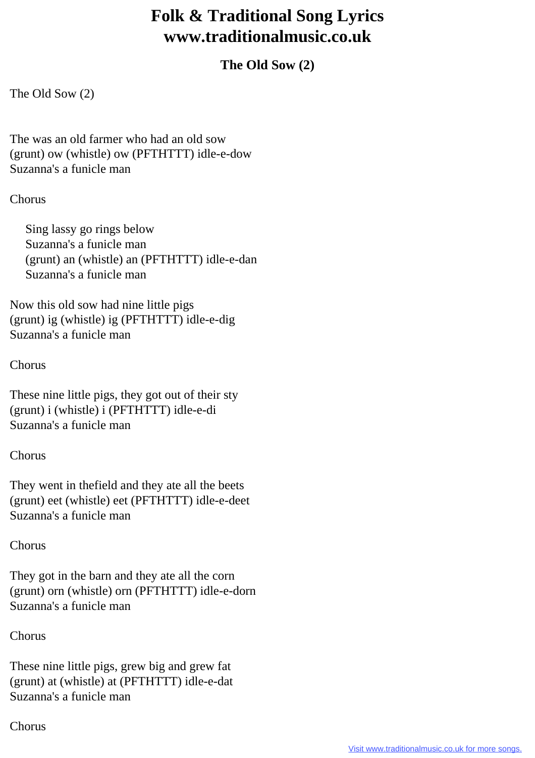# Folk & Traditional Song Lyrics
# www.traditionalmusic.co.uk

### The Old Sow (2)

The Old Sow (2)

The was an old farmer who had an old sow
(grunt) ow (whistle) ow (PFTHTTT) idle-e-dow
Suzanna's a funicle man

Chorus

> Sing lassy go rings below
> Suzanna's a funicle man
> (grunt) an (whistle) an (PFTHTTT) idle-e-dan
> Suzanna's a funicle man

Now this old sow had nine little pigs
(grunt) ig (whistle) ig (PFTHTTT) idle-e-dig
Suzanna's a funicle man

Chorus

These nine little pigs, they got out of their sty
(grunt) i (whistle) i (PFTHTTT) idle-e-di
Suzanna's a funicle man

Chorus

They went in thefield and they ate all the beets
(grunt) eet (whistle) eet (PFTHTTT) idle-e-deet
Suzanna's a funicle man

Chorus

They got in the barn and they ate all the corn
(grunt) orn (whistle) orn (PFTHTTT) idle-e-dorn
Suzanna's a funicle man

Chorus

These nine little pigs, grew big and grew fat
(grunt) at (whistle) at (PFTHTTT) idle-e-dat
Suzanna's a funicle man

Chorus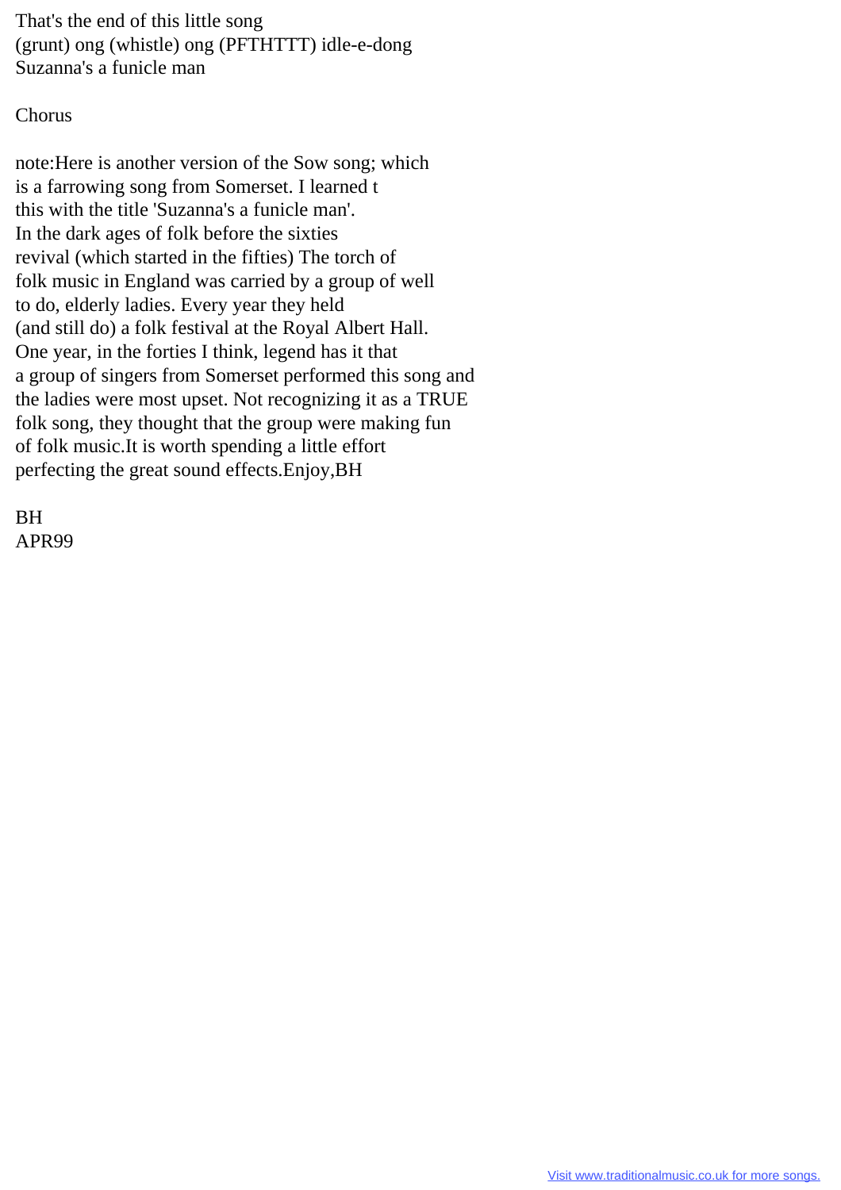That's the end of this little song
(grunt) ong (whistle) ong (PFTHTTT) idle-e-dong
Suzanna's a funicle man

Chorus

note:Here is another version of the Sow song; which
is a farrowing song from Somerset. I learned t
this with the title 'Suzanna's a funicle man'.
In the dark ages of folk before the sixties
revival (which started in the fifties) The torch of
folk music in England was carried by a group of well
to do, elderly ladies. Every year they held
(and still do) a folk festival at the Royal Albert Hall.
One year, in the forties I think, legend has it that
a group of singers from Somerset performed this song and
the ladies were most upset. Not recognizing it as a TRUE
folk song, they thought that the group were making fun
of folk music.It is worth spending a little effort
perfecting the great sound effects.Enjoy,BH

BH
APR99